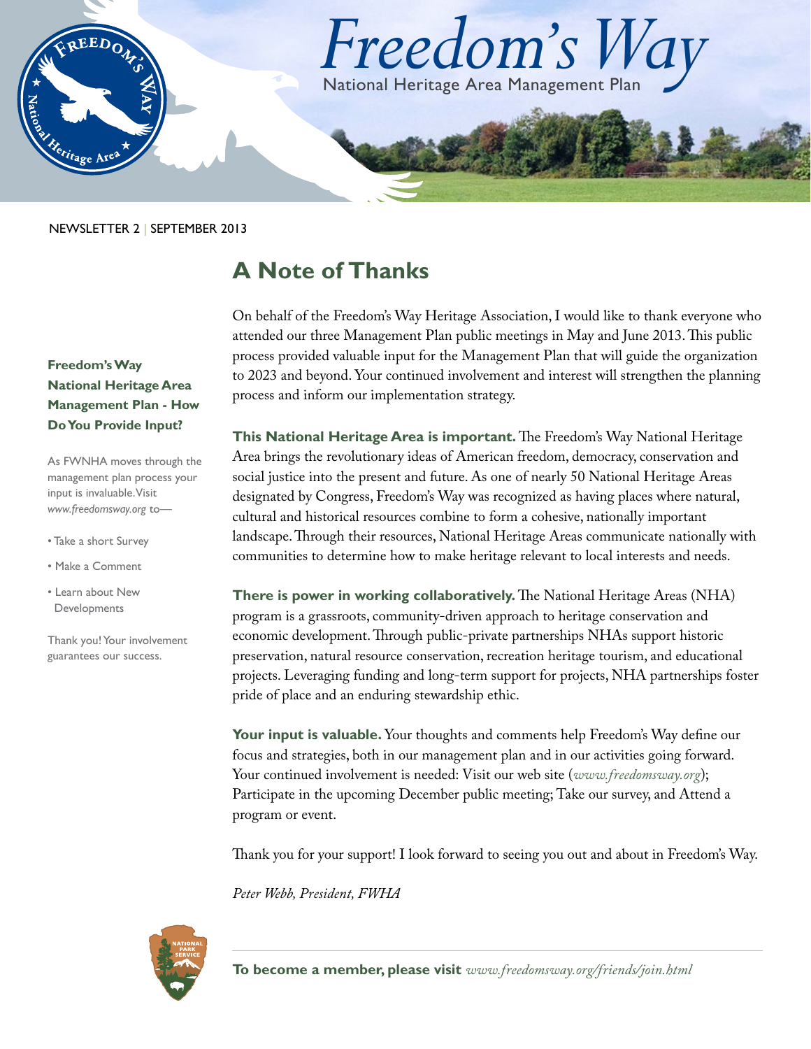# Freedom's Way

National Heritage Area Management Plan

NEWSLETTER 2 | SEPTEMBER 2013

## A Note of Thanks

On behalf of the Freedom's Way Heritage Association, I would like to thank everyone who attended our three Management Plan public meetings in May and June 2013. This public process provided valuable input for the Management Plan that will guide the organization to 2023 and beyond. Your continued involvement and interest will strengthen the planning process and inform our implementation strategy.

**This National Heritage Area is important.** The Freedom's Way National Heritage Area brings the revolutionary ideas of American freedom, democracy, conservation and social justice into the present and future. As one of nearly 50 National Heritage Areas designated by Congress, Freedom's Way was recognized as having places where natural, cultural and historical resources combine to form a cohesive, nationally important landscape. Through their resources, National Heritage Areas communicate nationally with communities to determine how to make heritage relevant to local interests and needs.

**There is power in working collaboratively.** The National Heritage Areas (NHA) program is a grassroots, community-driven approach to heritage conservation and economic development. Through public-private partnerships NHAs support historic preservation, natural resource conservation, recreation heritage tourism, and educational projects. Leveraging funding and long-term support for projects, NHA partnerships foster pride of place and an enduring stewardship ethic.

**Your input is valuable.** Your thoughts and comments help Freedom's Way define our focus and strategies, both in our management plan and in our activities going forward. Your continued involvement is needed: Visit our web site (*www.freedomsway.org*); Participate in the upcoming December public meeting; Take our survey, and Attend a program or event.

Thank you for your support! I look forward to seeing you out and about in Freedom's Way.

*Peter Webb, President, FWHA*

### Freedom's Way National Heritage Area Management Plan - How Do You Provide Input?

As FWNHA moves through the management plan process your input is invaluable. Visit *www.freedomsway.org* to—

- Take a short Survey
- Make a Comment
- Learn about New Developments

Thank you! Your involvement guarantees our success.

**To become a member, please visit** *www.freedomsway.org/friends/join.html*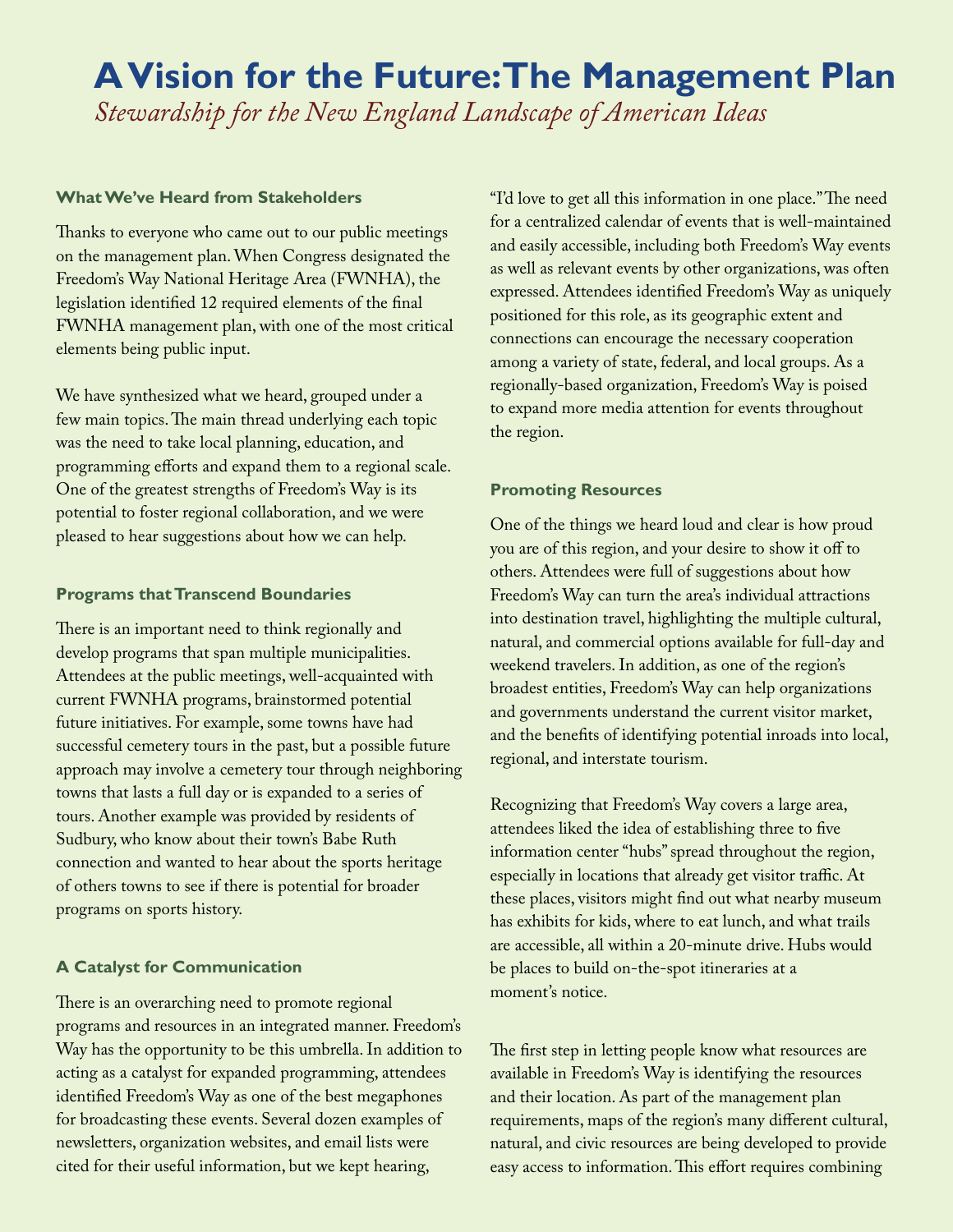# A Vision for the Future: The Management Plan

*Stewardship for the New England Landscape of American Ideas*

### What We've Heard from Stakeholders

Thanks to everyone who came out to our public meetings on the management plan. When Congress designated the Freedom's Way National Heritage Area (FWNHA), the legislation identified 12 required elements of the final FWNHA management plan, with one of the most critical elements being public input.

We have synthesized what we heard, grouped under a few main topics. The main thread underlying each topic was the need to take local planning, education, and programming efforts and expand them to a regional scale. One of the greatest strengths of Freedom's Way is its potential to foster regional collaboration, and we were pleased to hear suggestions about how we can help.

### Programs that Transcend Boundaries

There is an important need to think regionally and develop programs that span multiple municipalities. Attendees at the public meetings, well-acquainted with current FWNHA programs, brainstormed potential future initiatives. For example, some towns have had successful cemetery tours in the past, but a possible future approach may involve a cemetery tour through neighboring towns that lasts a full day or is expanded to a series of tours. Another example was provided by residents of Sudbury, who know about their town's Babe Ruth connection and wanted to hear about the sports heritage of others towns to see if there is potential for broader programs on sports history.

### A Catalyst for Communication

There is an overarching need to promote regional programs and resources in an integrated manner. Freedom's Way has the opportunity to be this umbrella. In addition to acting as a catalyst for expanded programming, attendees identified Freedom's Way as one of the best megaphones for broadcasting these events. Several dozen examples of newsletters, organization websites, and email lists were cited for their useful information, but we kept hearing, "I'd love to get all this information in one place." The need for a centralized calendar of events that is well-maintained and easily accessible, including both Freedom's Way events as well as relevant events by other organizations, was often expressed. Attendees identified Freedom's Way as uniquely positioned for this role, as its geographic extent and connections can encourage the necessary cooperation among a variety of state, federal, and local groups. As a regionally-based organization, Freedom's Way is poised to expand more media attention for events throughout the region.

### Promoting Resources

One of the things we heard loud and clear is how proud you are of this region, and your desire to show it off to others. Attendees were full of suggestions about how Freedom's Way can turn the area's individual attractions into destination travel, highlighting the multiple cultural, natural, and commercial options available for full-day and weekend travelers. In addition, as one of the region's broadest entities, Freedom's Way can help organizations and governments understand the current visitor market, and the benefits of identifying potential inroads into local, regional, and interstate tourism.

Recognizing that Freedom's Way covers a large area, attendees liked the idea of establishing three to five information center "hubs" spread throughout the region, especially in locations that already get visitor traffic. At these places, visitors might find out what nearby museum has exhibits for kids, where to eat lunch, and what trails are accessible, all within a 20-minute drive. Hubs would be places to build on-the-spot itineraries at a moment's notice.

The first step in letting people know what resources are available in Freedom's Way is identifying the resources and their location. As part of the management plan requirements, maps of the region's many different cultural, natural, and civic resources are being developed to provide easy access to information. This effort requires combining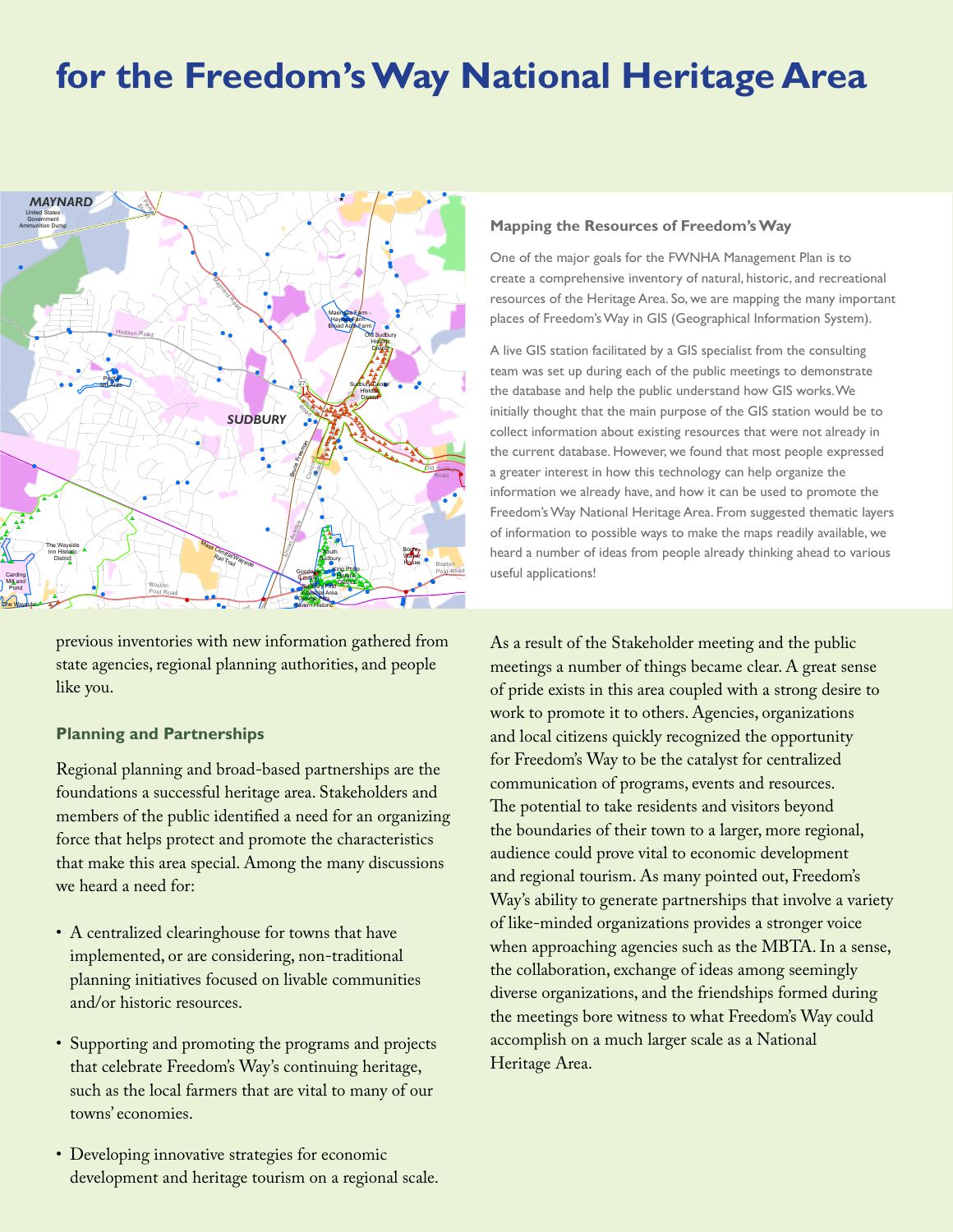# for the Freedom's Way National Heritage Area

### Mapping the Resources of Freedom's Way

One of the major goals for the FWNHA Management Plan is to create a comprehensive inventory of natural, historic, and recreational resources of the Heritage Area. So, we are mapping the many important places of Freedom's Way in GIS (Geographical Information System).

A live GIS station facilitated by a GIS specialist from the consulting team was set up during each of the public meetings to demonstrate the database and help the public understand how GIS works. We initially thought that the main purpose of the GIS station would be to collect information about existing resources that were not already in the current database. However, we found that most people expressed a greater interest in how this technology can help organize the information we already have, and how it can be used to promote the Freedom's Way National Heritage Area. From suggested thematic layers of information to possible ways to make the maps readily available, we heard a number of ideas from people already thinking ahead to various useful applications!

previous inventories with new information gathered from state agencies, regional planning authorities, and people like you.

### Planning and Partnerships

Regional planning and broad-based partnerships are the foundations a successful heritage area. Stakeholders and members of the public identified a need for an organizing force that helps protect and promote the characteristics that make this area special. Among the many discussions we heard a need for:

- A centralized clearinghouse for towns that have implemented, or are considering, non-traditional planning initiatives focused on livable communities and/or historic resources.
- Supporting and promoting the programs and projects that celebrate Freedom's Way's continuing heritage, such as the local farmers that are vital to many of our towns' economies.
- Developing innovative strategies for economic development and heritage tourism on a regional scale.

As a result of the Stakeholder meeting and the public meetings a number of things became clear. A great sense of pride exists in this area coupled with a strong desire to work to promote it to others. Agencies, organizations and local citizens quickly recognized the opportunity for Freedom's Way to be the catalyst for centralized communication of programs, events and resources. The potential to take residents and visitors beyond the boundaries of their town to a larger, more regional, audience could prove vital to economic development and regional tourism. As many pointed out, Freedom's Way's ability to generate partnerships that involve a variety of like-minded organizations provides a stronger voice when approaching agencies such as the MBTA. In a sense, the collaboration, exchange of ideas among seemingly diverse organizations, and the friendships formed during the meetings bore witness to what Freedom's Way could accomplish on a much larger scale as a National Heritage Area.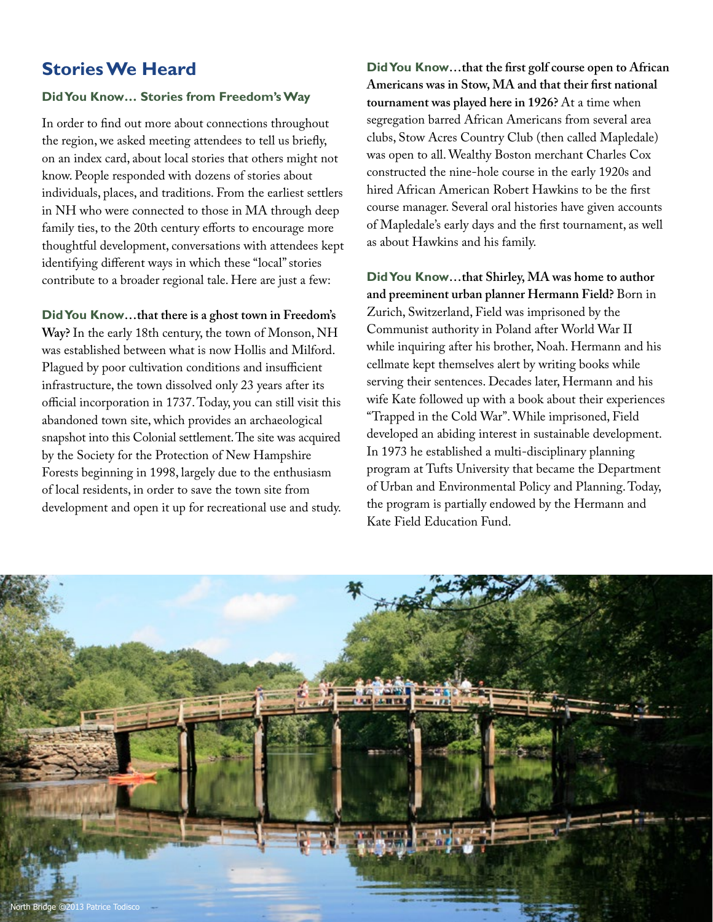## Stories We Heard

### Did You Know… Stories from Freedom's Way

In order to find out more about connections throughout the region, we asked meeting attendees to tell us briefly, on an index card, about local stories that others might not know. People responded with dozens of stories about individuals, places, and traditions. From the earliest settlers in NH who were connected to those in MA through deep family ties, to the 20th century efforts to encourage more thoughtful development, conversations with attendees kept identifying different ways in which these "local" stories contribute to a broader regional tale. Here are just a few:

**Did You Know…that there is a ghost town in Freedom's Way?** In the early 18th century, the town of Monson, NH was established between what is now Hollis and Milford. Plagued by poor cultivation conditions and insufficient infrastructure, the town dissolved only 23 years after its official incorporation in 1737. Today, you can still visit this abandoned town site, which provides an archaeological snapshot into this Colonial settlement. The site was acquired by the Society for the Protection of New Hampshire Forests beginning in 1998, largely due to the enthusiasm of local residents, in order to save the town site from development and open it up for recreational use and study.

**Did You Know…that the first golf course open to African Americans was in Stow, MA and that their first national tournament was played here in 1926?** At a time when segregation barred African Americans from several area clubs, Stow Acres Country Club (then called Mapledale) was open to all. Wealthy Boston merchant Charles Cox constructed the nine-hole course in the early 1920s and hired African American Robert Hawkins to be the first course manager. Several oral histories have given accounts of Mapledale's early days and the first tournament, as well as about Hawkins and his family.

**Did You Know…that Shirley, MA was home to author and preeminent urban planner Hermann Field?** Born in Zurich, Switzerland, Field was imprisoned by the Communist authority in Poland after World War II while inquiring after his brother, Noah. Hermann and his cellmate kept themselves alert by writing books while serving their sentences. Decades later, Hermann and his wife Kate followed up with a book about their experiences "Trapped in the Cold War". While imprisoned, Field developed an abiding interest in sustainable development. In 1973 he established a multi-disciplinary planning program at Tufts University that became the Department of Urban and Environmental Policy and Planning. Today, the program is partially endowed by the Hermann and Kate Field Education Fund.

North Bridge ©2013 Patrice Todisco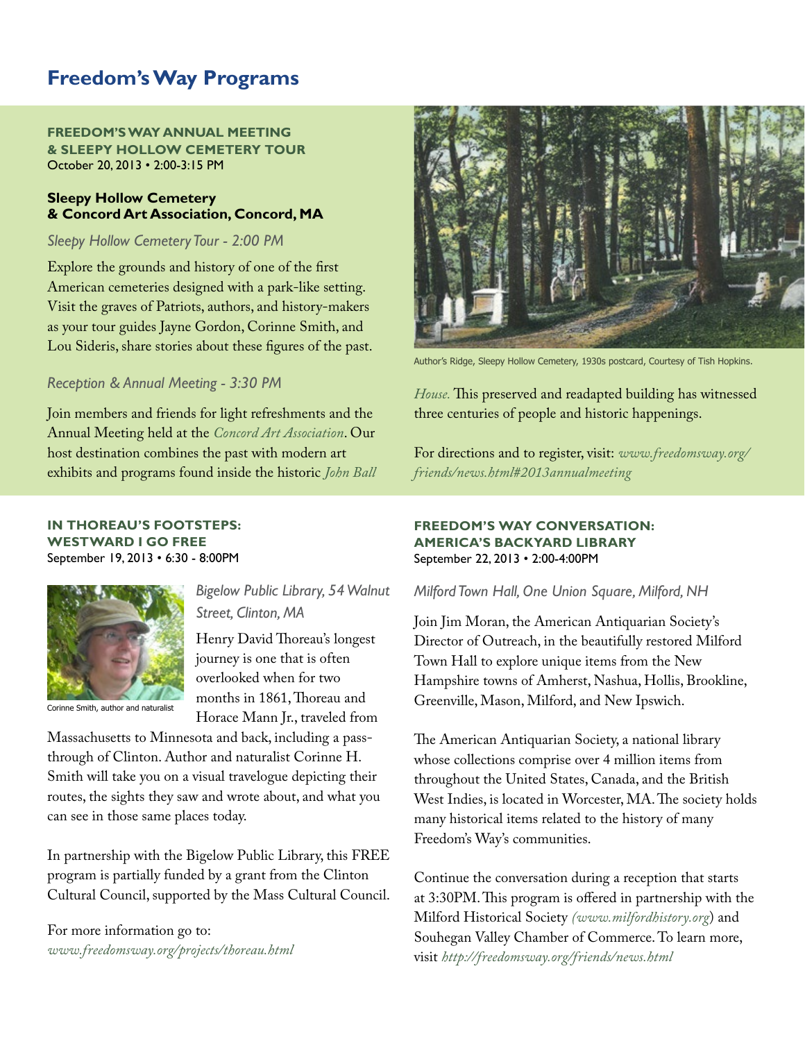# Freedom's Way Programs

## FREEDOM'S WAY ANNUAL MEETING & SLEEPY HOLLOW CEMETERY TOUR

October 20, 2013 • 2:00-3:15 PM

**Sleepy Hollow Cemetery & Concord Art Association, Concord, MA**

*Sleepy Hollow Cemetery Tour - 2:00 PM*

Explore the grounds and history of one of the first American cemeteries designed with a park-like setting. Visit the graves of Patriots, authors, and history-makers as your tour guides Jayne Gordon, Corinne Smith, and Lou Sideris, share stories about these figures of the past.

*Reception & Annual Meeting - 3:30 PM*

Join members and friends for light refreshments and the Annual Meeting held at the *Concord Art Association*. Our host destination combines the past with modern art exhibits and programs found inside the historic *John Ball House.* This preserved and readapted building has witnessed three centuries of people and historic happenings.

Author's Ridge, Sleepy Hollow Cemetery, 1930s postcard, Courtesy of Tish Hopkins.

For directions and to register, visit: *www.freedomsway.org/friends/news.html#2013annualmeeting*

## IN THOREAU'S FOOTSTEPS: WESTWARD I GO FREE

September 19, 2013 • 6:30 - 8:00PM

Corinne Smith, author and naturalist

*Bigelow Public Library, 54 Walnut Street, Clinton, MA*

Henry David Thoreau's longest journey is one that is often overlooked when for two months in 1861, Thoreau and Horace Mann Jr., traveled from Massachusetts to Minnesota and back, including a pass-through of Clinton. Author and naturalist Corinne H. Smith will take you on a visual travelogue depicting their routes, the sights they saw and wrote about, and what you can see in those same places today.

In partnership with the Bigelow Public Library, this FREE program is partially funded by a grant from the Clinton Cultural Council, supported by the Mass Cultural Council.

For more information go to:
*www.freedomsway.org/projects/thoreau.html*

## FREEDOM'S WAY CONVERSATION: AMERICA'S BACKYARD LIBRARY

September 22, 2013 • 2:00-4:00PM

*Milford Town Hall, One Union Square, Milford, NH*

Join Jim Moran, the American Antiquarian Society's Director of Outreach, in the beautifully restored Milford Town Hall to explore unique items from the New Hampshire towns of Amherst, Nashua, Hollis, Brookline, Greenville, Mason, Milford, and New Ipswich.

The American Antiquarian Society, a national library whose collections comprise over 4 million items from throughout the United States, Canada, and the British West Indies, is located in Worcester, MA. The society holds many historical items related to the history of many Freedom's Way's communities.

Continue the conversation during a reception that starts at 3:30PM. This program is offered in partnership with the Milford Historical Society *(www.milfordhistory.org)* and Souhegan Valley Chamber of Commerce. To learn more, visit *http://freedomsway.org/friends/news.html*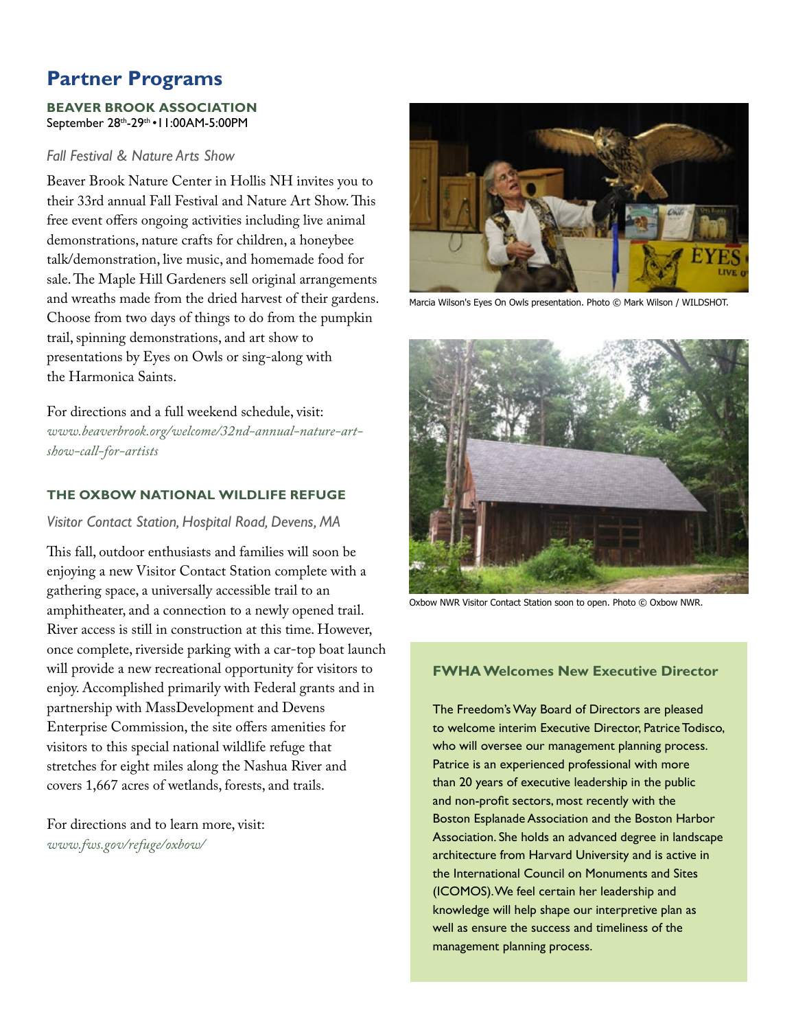## Partner Programs

### BEAVER BROOK ASSOCIATION

September 28th-29th • 11:00AM-5:00PM

*Fall Festival & Nature Arts Show*

Beaver Brook Nature Center in Hollis NH invites you to their 33rd annual Fall Festival and Nature Art Show. This free event offers ongoing activities including live animal demonstrations, nature crafts for children, a honeybee talk/demonstration, live music, and homemade food for sale. The Maple Hill Gardeners sell original arrangements and wreaths made from the dried harvest of their gardens. Choose from two days of things to do from the pumpkin trail, spinning demonstrations, and art show to presentations by Eyes on Owls or sing-along with the Harmonica Saints.

For directions and a full weekend schedule, visit: *www.beaverbrook.org/welcome/32nd-annual-nature-art-show-call-for-artists*

Marcia Wilson's Eyes On Owls presentation. Photo © Mark Wilson / WILDSHOT.

### THE OXBOW NATIONAL WILDLIFE REFUGE

*Visitor Contact Station, Hospital Road, Devens, MA*

This fall, outdoor enthusiasts and families will soon be enjoying a new Visitor Contact Station complete with a gathering space, a universally accessible trail to an amphitheater, and a connection to a newly opened trail. River access is still in construction at this time. However, once complete, riverside parking with a car-top boat launch will provide a new recreational opportunity for visitors to enjoy. Accomplished primarily with Federal grants and in partnership with MassDevelopment and Devens Enterprise Commission, the site offers amenities for visitors to this special national wildlife refuge that stretches for eight miles along the Nashua River and covers 1,667 acres of wetlands, forests, and trails.

For directions and to learn more, visit: *www.fws.gov/refuge/oxbow/*

Oxbow NWR Visitor Contact Station soon to open. Photo © Oxbow NWR.

### FWHA Welcomes New Executive Director

The Freedom's Way Board of Directors are pleased to welcome interim Executive Director, Patrice Todisco, who will oversee our management planning process. Patrice is an experienced professional with more than 20 years of executive leadership in the public and non-profit sectors, most recently with the Boston Esplanade Association and the Boston Harbor Association. She holds an advanced degree in landscape architecture from Harvard University and is active in the International Council on Monuments and Sites (ICOMOS). We feel certain her leadership and knowledge will help shape our interpretive plan as well as ensure the success and timeliness of the management planning process.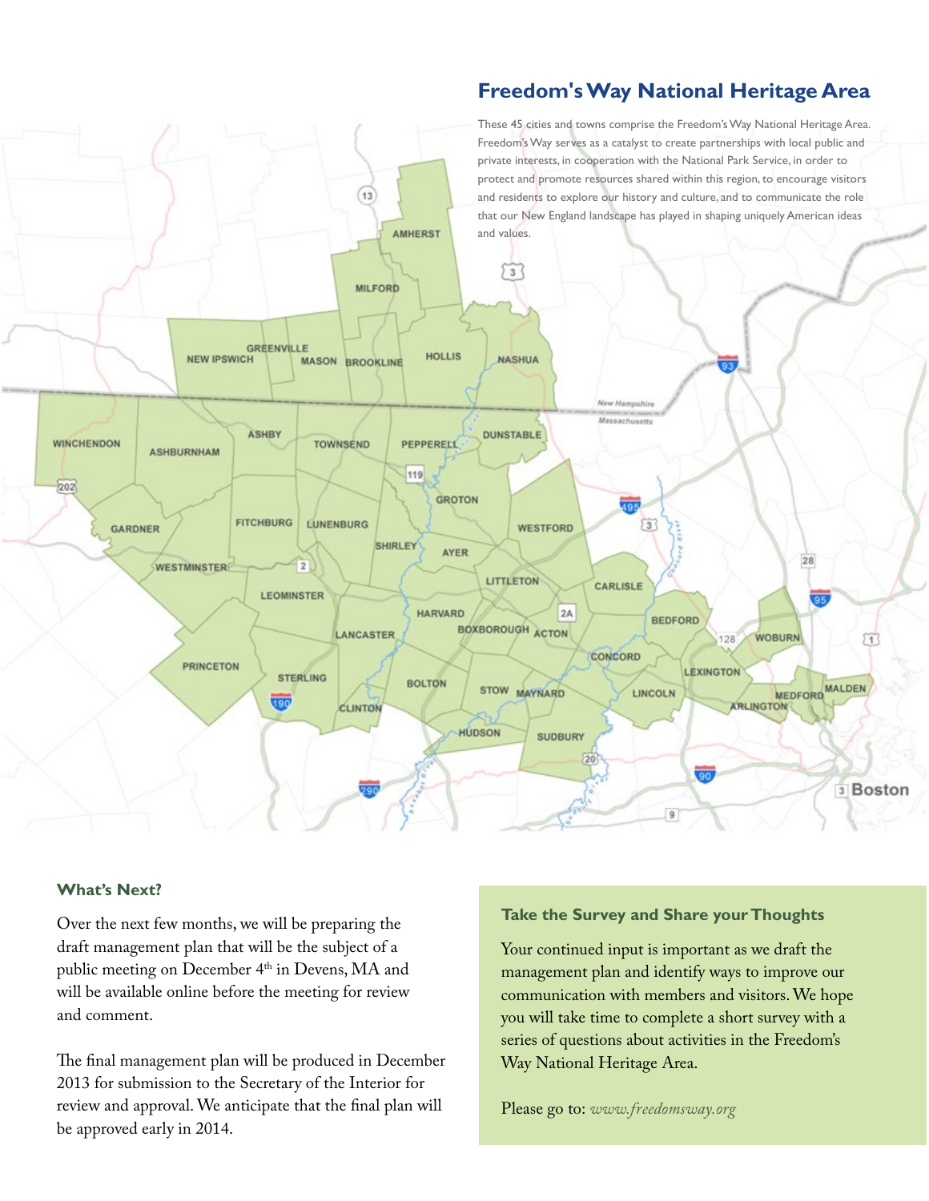## Freedom's Way National Heritage Area

These 45 cities and towns comprise the Freedom's Way National Heritage Area. Freedom's Way serves as a catalyst to create partnerships with local public and private interests, in cooperation with the National Park Service, in order to protect and promote resources shared within this region, to encourage visitors and residents to explore our history and culture, and to communicate the role that our New England landscape has played in shaping uniquely American ideas and values.

### What's Next?

Over the next few months, we will be preparing the draft management plan that will be the subject of a public meeting on December 4th in Devens, MA and will be available online before the meeting for review and comment.

The final management plan will be produced in December 2013 for submission to the Secretary of the Interior for review and approval. We anticipate that the final plan will be approved early in 2014.

### Take the Survey and Share your Thoughts

Your continued input is important as we draft the management plan and identify ways to improve our communication with members and visitors. We hope you will take time to complete a short survey with a series of questions about activities in the Freedom's Way National Heritage Area.

Please go to: *www.freedomsway.org*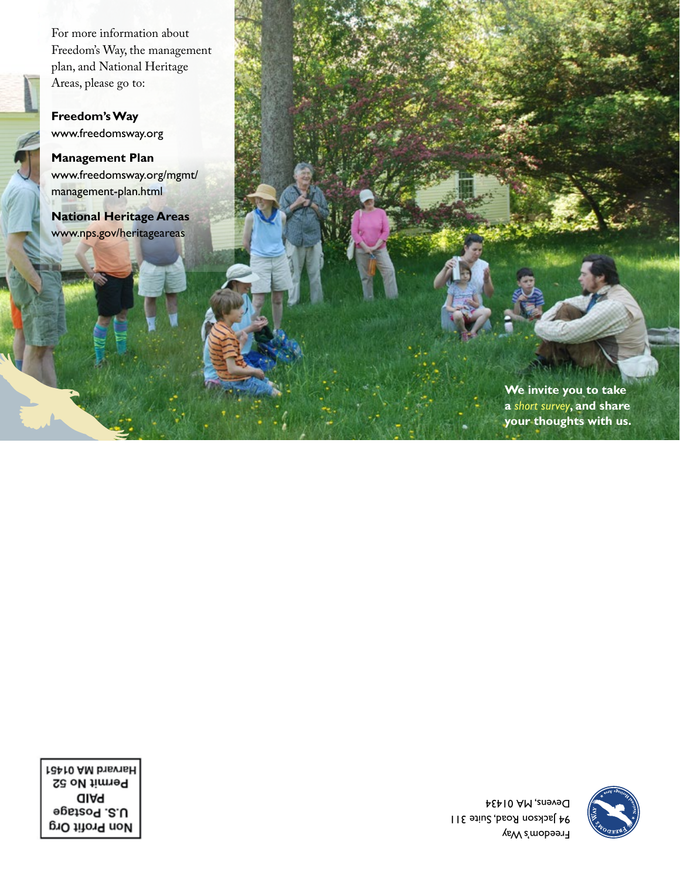For more information about Freedom's Way, the management plan, and National Heritage Areas, please go to:

**Freedom's Way**
www.freedomsway.org

**Management Plan**
www.freedomsway.org/mgmt/management-plan.html

**National Heritage Areas**
www.nps.gov/heritageareas

**We invite you to take a *short survey*, and share your thoughts with us.**

Freedom's Way
94 Jackson Road, Suite 311
Devens, MA 01434

Non Profit Org
U.S. Postage
PAID
Permit No 52
Harvard MA 01451